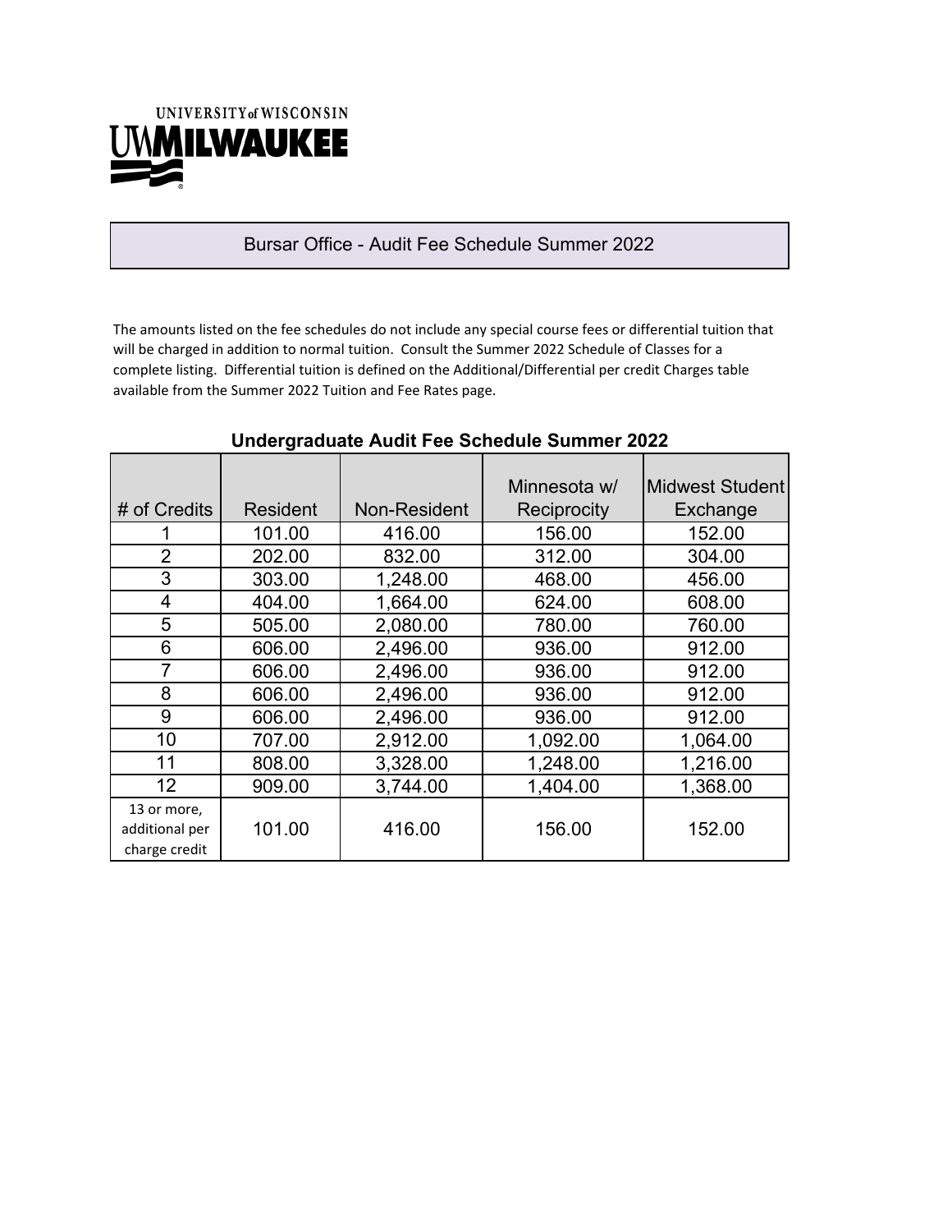UNIVERSITY of WISCONSIN

UWMILWAUKEE

# Bursar Office - Audit Fee Schedule Summer 2022

The amounts listed on the fee schedules do not include any special course fees or differential tuition that will be charged in addition to normal tuition. Consult the Summer 2022 Schedule of Classes for a complete listing. Differential tuition is defined on the Additional/Differential per credit Charges table available from the Summer 2022 Tuition and Fee Rates page.

## Undergraduate Audit Fee Schedule Summer 2022

| # of Credits | Resident | Non-Resident | Minnesota w/ Reciprocity | Midwest Student Exchange |
|---|---|---|---|---|
| 1 | 101.00 | 416.00 | 156.00 | 152.00 |
| 2 | 202.00 | 832.00 | 312.00 | 304.00 |
| 3 | 303.00 | 1,248.00 | 468.00 | 456.00 |
| 4 | 404.00 | 1,664.00 | 624.00 | 608.00 |
| 5 | 505.00 | 2,080.00 | 780.00 | 760.00 |
| 6 | 606.00 | 2,496.00 | 936.00 | 912.00 |
| 7 | 606.00 | 2,496.00 | 936.00 | 912.00 |
| 8 | 606.00 | 2,496.00 | 936.00 | 912.00 |
| 9 | 606.00 | 2,496.00 | 936.00 | 912.00 |
| 10 | 707.00 | 2,912.00 | 1,092.00 | 1,064.00 |
| 11 | 808.00 | 3,328.00 | 1,248.00 | 1,216.00 |
| 12 | 909.00 | 3,744.00 | 1,404.00 | 1,368.00 |
| 13 or more, additional per charge credit | 101.00 | 416.00 | 156.00 | 152.00 |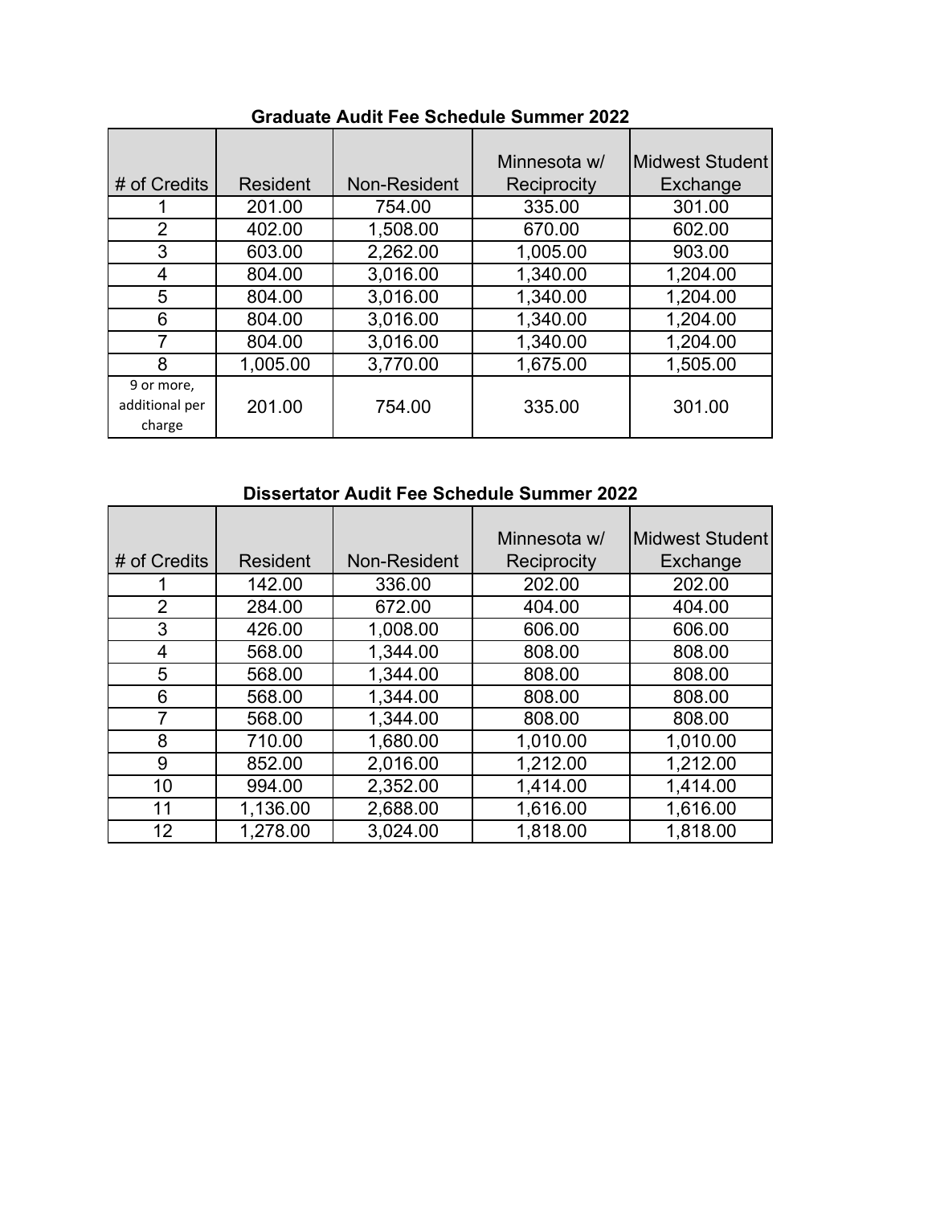## Graduate Audit Fee Schedule Summer 2022

| # of Credits | Resident | Non-Resident | Minnesota w/ Reciprocity | Midwest Student Exchange |
|---|---|---|---|---|
| 1 | 201.00 | 754.00 | 335.00 | 301.00 |
| 2 | 402.00 | 1,508.00 | 670.00 | 602.00 |
| 3 | 603.00 | 2,262.00 | 1,005.00 | 903.00 |
| 4 | 804.00 | 3,016.00 | 1,340.00 | 1,204.00 |
| 5 | 804.00 | 3,016.00 | 1,340.00 | 1,204.00 |
| 6 | 804.00 | 3,016.00 | 1,340.00 | 1,204.00 |
| 7 | 804.00 | 3,016.00 | 1,340.00 | 1,204.00 |
| 8 | 1,005.00 | 3,770.00 | 1,675.00 | 1,505.00 |
| 9 or more, additional per charge | 201.00 | 754.00 | 335.00 | 301.00 |

## Dissertator Audit Fee Schedule Summer 2022

| # of Credits | Resident | Non-Resident | Minnesota w/ Reciprocity | Midwest Student Exchange |
|---|---|---|---|---|
| 1 | 142.00 | 336.00 | 202.00 | 202.00 |
| 2 | 284.00 | 672.00 | 404.00 | 404.00 |
| 3 | 426.00 | 1,008.00 | 606.00 | 606.00 |
| 4 | 568.00 | 1,344.00 | 808.00 | 808.00 |
| 5 | 568.00 | 1,344.00 | 808.00 | 808.00 |
| 6 | 568.00 | 1,344.00 | 808.00 | 808.00 |
| 7 | 568.00 | 1,344.00 | 808.00 | 808.00 |
| 8 | 710.00 | 1,680.00 | 1,010.00 | 1,010.00 |
| 9 | 852.00 | 2,016.00 | 1,212.00 | 1,212.00 |
| 10 | 994.00 | 2,352.00 | 1,414.00 | 1,414.00 |
| 11 | 1,136.00 | 2,688.00 | 1,616.00 | 1,616.00 |
| 12 | 1,278.00 | 3,024.00 | 1,818.00 | 1,818.00 |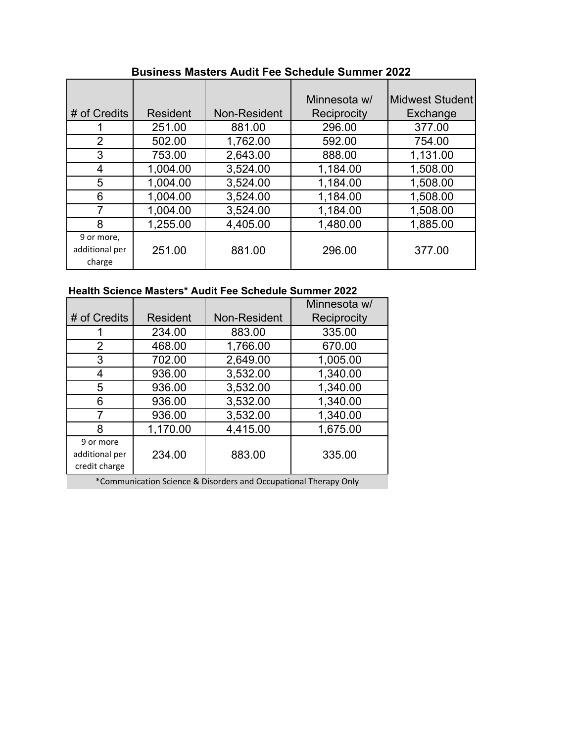### Business Masters Audit Fee Schedule Summer 2022

| # of Credits | Resident | Non-Resident | Minnesota w/ Reciprocity | Midwest Student Exchange |
|---|---|---|---|---|
| 1 | 251.00 | 881.00 | 296.00 | 377.00 |
| 2 | 502.00 | 1,762.00 | 592.00 | 754.00 |
| 3 | 753.00 | 2,643.00 | 888.00 | 1,131.00 |
| 4 | 1,004.00 | 3,524.00 | 1,184.00 | 1,508.00 |
| 5 | 1,004.00 | 3,524.00 | 1,184.00 | 1,508.00 |
| 6 | 1,004.00 | 3,524.00 | 1,184.00 | 1,508.00 |
| 7 | 1,004.00 | 3,524.00 | 1,184.00 | 1,508.00 |
| 8 | 1,255.00 | 4,405.00 | 1,480.00 | 1,885.00 |
| 9 or more, additional per charge | 251.00 | 881.00 | 296.00 | 377.00 |

### Health Science Masters* Audit Fee Schedule Summer 2022

| # of Credits | Resident | Non-Resident | Minnesota w/ Reciprocity |
|---|---|---|---|
| 1 | 234.00 | 883.00 | 335.00 |
| 2 | 468.00 | 1,766.00 | 670.00 |
| 3 | 702.00 | 2,649.00 | 1,005.00 |
| 4 | 936.00 | 3,532.00 | 1,340.00 |
| 5 | 936.00 | 3,532.00 | 1,340.00 |
| 6 | 936.00 | 3,532.00 | 1,340.00 |
| 7 | 936.00 | 3,532.00 | 1,340.00 |
| 8 | 1,170.00 | 4,415.00 | 1,675.00 |
| 9 or more additional per credit charge | 234.00 | 883.00 | 335.00 |

*Communication Science & Disorders and Occupational Therapy Only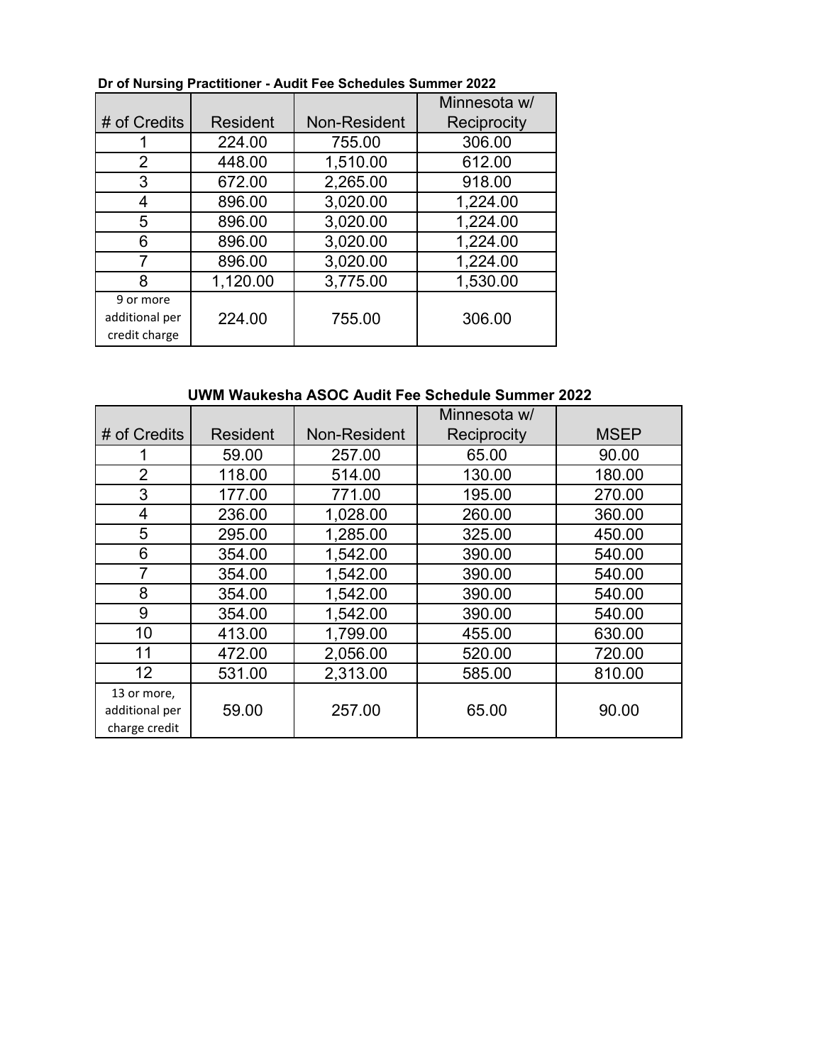**Dr of Nursing Practitioner - Audit Fee Schedules Summer 2022**

| # of Credits | Resident | Non-Resident | Minnesota w/ Reciprocity |
|---|---|---|---|
| 1 | 224.00 | 755.00 | 306.00 |
| 2 | 448.00 | 1,510.00 | 612.00 |
| 3 | 672.00 | 2,265.00 | 918.00 |
| 4 | 896.00 | 3,020.00 | 1,224.00 |
| 5 | 896.00 | 3,020.00 | 1,224.00 |
| 6 | 896.00 | 3,020.00 | 1,224.00 |
| 7 | 896.00 | 3,020.00 | 1,224.00 |
| 8 | 1,120.00 | 3,775.00 | 1,530.00 |
| 9 or more additional per credit charge | 224.00 | 755.00 | 306.00 |

**UWM Waukesha ASOC Audit Fee Schedule Summer 2022**

| # of Credits | Resident | Non-Resident | Minnesota w/ Reciprocity | MSEP |
|---|---|---|---|---|
| 1 | 59.00 | 257.00 | 65.00 | 90.00 |
| 2 | 118.00 | 514.00 | 130.00 | 180.00 |
| 3 | 177.00 | 771.00 | 195.00 | 270.00 |
| 4 | 236.00 | 1,028.00 | 260.00 | 360.00 |
| 5 | 295.00 | 1,285.00 | 325.00 | 450.00 |
| 6 | 354.00 | 1,542.00 | 390.00 | 540.00 |
| 7 | 354.00 | 1,542.00 | 390.00 | 540.00 |
| 8 | 354.00 | 1,542.00 | 390.00 | 540.00 |
| 9 | 354.00 | 1,542.00 | 390.00 | 540.00 |
| 10 | 413.00 | 1,799.00 | 455.00 | 630.00 |
| 11 | 472.00 | 2,056.00 | 520.00 | 720.00 |
| 12 | 531.00 | 2,313.00 | 585.00 | 810.00 |
| 13 or more, additional per charge credit | 59.00 | 257.00 | 65.00 | 90.00 |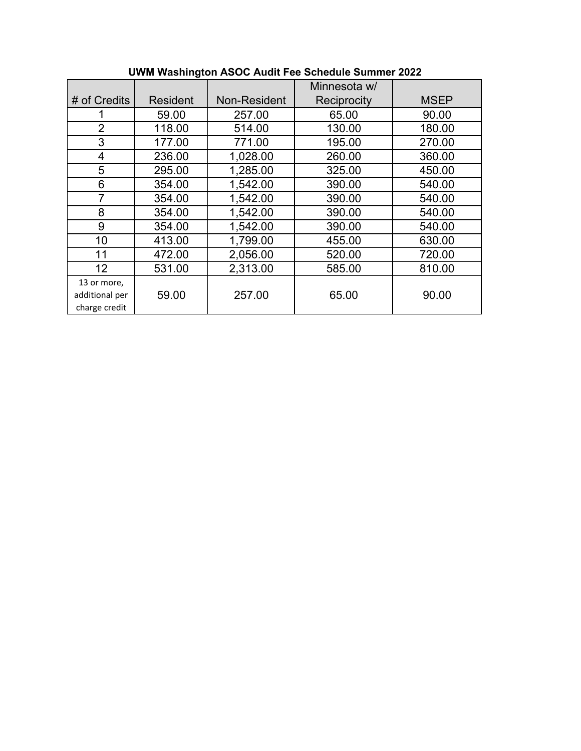## UWM Washington ASOC Audit Fee Schedule Summer 2022

| # of Credits | Resident | Non-Resident | Minnesota w/ Reciprocity | MSEP |
|---|---|---|---|---|
| 1 | 59.00 | 257.00 | 65.00 | 90.00 |
| 2 | 118.00 | 514.00 | 130.00 | 180.00 |
| 3 | 177.00 | 771.00 | 195.00 | 270.00 |
| 4 | 236.00 | 1,028.00 | 260.00 | 360.00 |
| 5 | 295.00 | 1,285.00 | 325.00 | 450.00 |
| 6 | 354.00 | 1,542.00 | 390.00 | 540.00 |
| 7 | 354.00 | 1,542.00 | 390.00 | 540.00 |
| 8 | 354.00 | 1,542.00 | 390.00 | 540.00 |
| 9 | 354.00 | 1,542.00 | 390.00 | 540.00 |
| 10 | 413.00 | 1,799.00 | 455.00 | 630.00 |
| 11 | 472.00 | 2,056.00 | 520.00 | 720.00 |
| 12 | 531.00 | 2,313.00 | 585.00 | 810.00 |
| 13 or more, additional per charge credit | 59.00 | 257.00 | 65.00 | 90.00 |